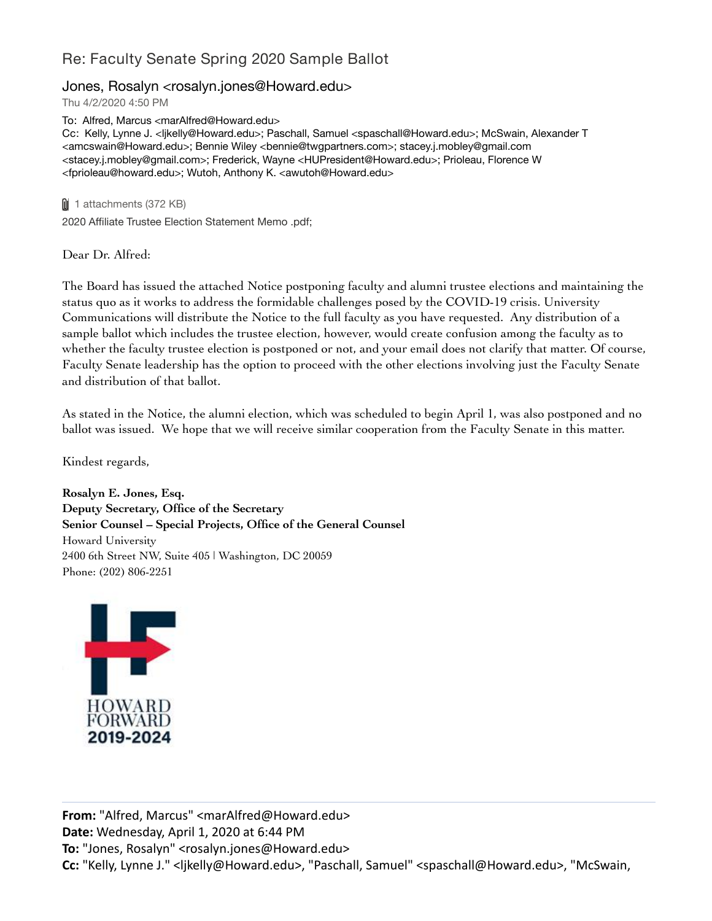# Re: Faculty Senate Spring 2020 Sample Ballot

Jones, Rosalyn <rosalyn.jones@Howard.edu>

Thu 4/2/2020 4:50 PM

To: Alfred, Marcus <marAlfred@Howard.edu>

Cc: Kelly, Lynne J. <ljkelly@Howard.edu>; Paschall, Samuel <spaschall@Howard.edu>; McSwain, Alexander T <amcswain@Howard.edu>; Bennie Wiley <bennie@twgpartners.com>; stacey.j.mobley@gmail.com <stacey.j.mobley@gmail.com>; Frederick, Wayne <HUPresident@Howard.edu>; Prioleau, Florence W <fprioleau@howard.edu>; Wutoh, Anthony K. <awutoh@Howard.edu>

1 attachments (372 KB)

2020 Affiliate Trustee Election Statement Memo .pdf;

Dear Dr. Alfred:

The Board has issued the attached Notice postponing faculty and alumni trustee elections and maintaining the status quo as it works to address the formidable challenges posed by the COVID-19 crisis. University Communications will distribute the Notice to the full faculty as you have requested. Any distribution of a sample ballot which includes the trustee election, however, would create confusion among the faculty as to whether the faculty trustee election is postponed or not, and your email does not clarify that matter. Of course, Faculty Senate leadership has the option to proceed with the other elections involving just the Faculty Senate and distribution of that ballot.

As stated in the Notice, the alumni election, which was scheduled to begin April 1, was also postponed and no ballot was issued. We hope that we will receive similar cooperation from the Faculty Senate in this matter.

Kindest regards,

**Rosalyn E. Jones, Esq.**
**Deputy Secretary, Office of the Secretary**
**Senior Counsel – Special Projects, Office of the General Counsel**
Howard University
2400 6th Street NW, Suite 405 | Washington, DC 20059
Phone: (202) 806-2251

HOWARD FORWARD
2019-2024

---

**From:** "Alfred, Marcus" <marAlfred@Howard.edu>
**Date:** Wednesday, April 1, 2020 at 6:44 PM
**To:** "Jones, Rosalyn" <rosalyn.jones@Howard.edu>
**Cc:** "Kelly, Lynne J." <ljkelly@Howard.edu>, "Paschall, Samuel" <spaschall@Howard.edu>, "McSwain,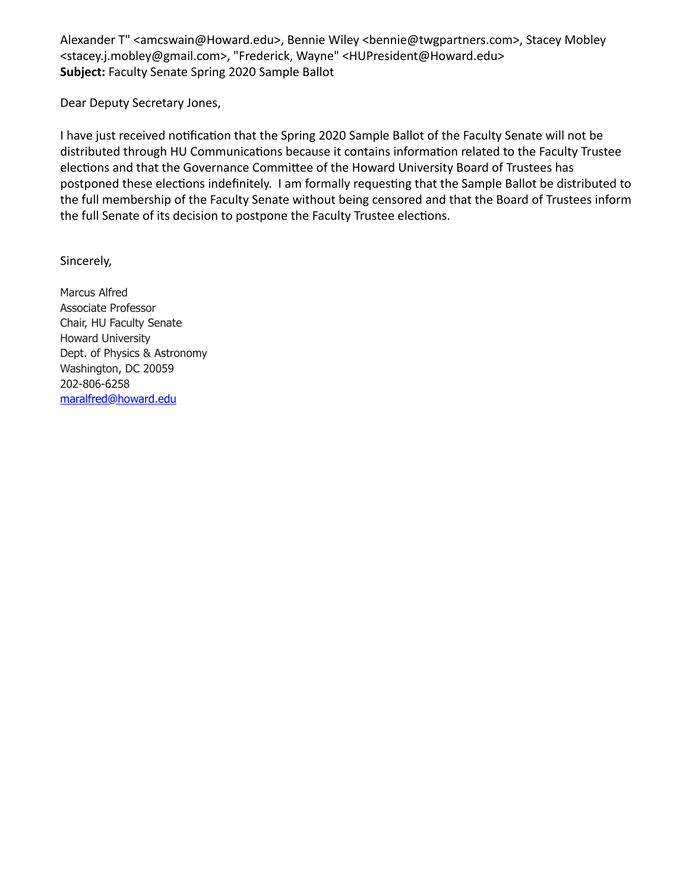Alexander T" <amcswain@Howard.edu>, Bennie Wiley <bennie@twgpartners.com>, Stacey Mobley <stacey.j.mobley@gmail.com>, "Frederick, Wayne" <HUPresident@Howard.edu>
**Subject:** Faculty Senate Spring 2020 Sample Ballot

Dear Deputy Secretary Jones,

I have just received notification that the Spring 2020 Sample Ballot of the Faculty Senate will not be distributed through HU Communications because it contains information related to the Faculty Trustee elections and that the Governance Committee of the Howard University Board of Trustees has postponed these elections indefinitely. I am formally requesting that the Sample Ballot be distributed to the full membership of the Faculty Senate without being censored and that the Board of Trustees inform the full Senate of its decision to postpone the Faculty Trustee elections.

Sincerely,

Marcus Alfred
Associate Professor
Chair, HU Faculty Senate
Howard University
Dept. of Physics & Astronomy
Washington, DC 20059
202-806-6258
maralfred@howard.edu